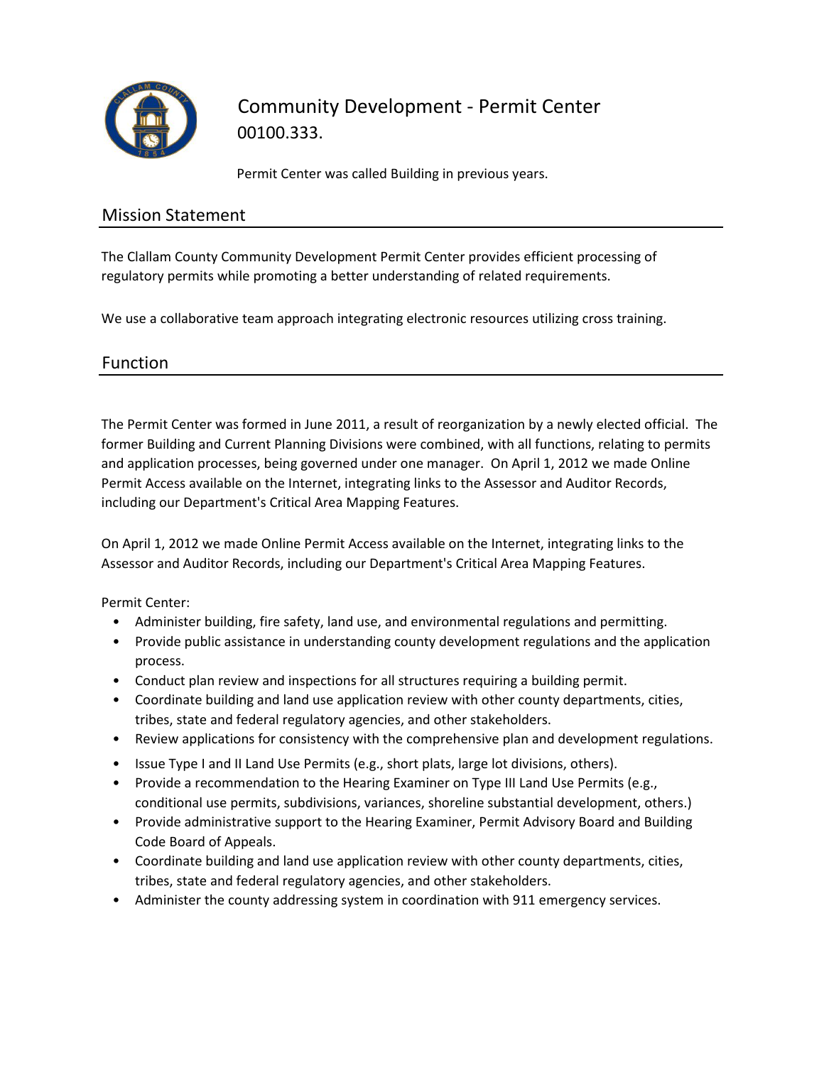# Community Development - Permit Center

00100.333.

Permit Center was called Building in previous years.

## Mission Statement

The Clallam County Community Development Permit Center provides efficient processing of regulatory permits while promoting a better understanding of related requirements.

We use a collaborative team approach integrating electronic resources utilizing cross training.

## Function

The Permit Center was formed in June 2011, a result of reorganization by a newly elected official. The former Building and Current Planning Divisions were combined, with all functions, relating to permits and application processes, being governed under one manager. On April 1, 2012 we made Online Permit Access available on the Internet, integrating links to the Assessor and Auditor Records, including our Department's Critical Area Mapping Features.

On April 1, 2012 we made Online Permit Access available on the Internet, integrating links to the Assessor and Auditor Records, including our Department's Critical Area Mapping Features.

Permit Center:

- Administer building, fire safety, land use, and environmental regulations and permitting.
- Provide public assistance in understanding county development regulations and the application process.
- Conduct plan review and inspections for all structures requiring a building permit.
- Coordinate building and land use application review with other county departments, cities, tribes, state and federal regulatory agencies, and other stakeholders.
- Review applications for consistency with the comprehensive plan and development regulations.
- Issue Type I and II Land Use Permits (e.g., short plats, large lot divisions, others).
- Provide a recommendation to the Hearing Examiner on Type III Land Use Permits (e.g., conditional use permits, subdivisions, variances, shoreline substantial development, others.)
- Provide administrative support to the Hearing Examiner, Permit Advisory Board and Building Code Board of Appeals.
- Coordinate building and land use application review with other county departments, cities, tribes, state and federal regulatory agencies, and other stakeholders.
- Administer the county addressing system in coordination with 911 emergency services.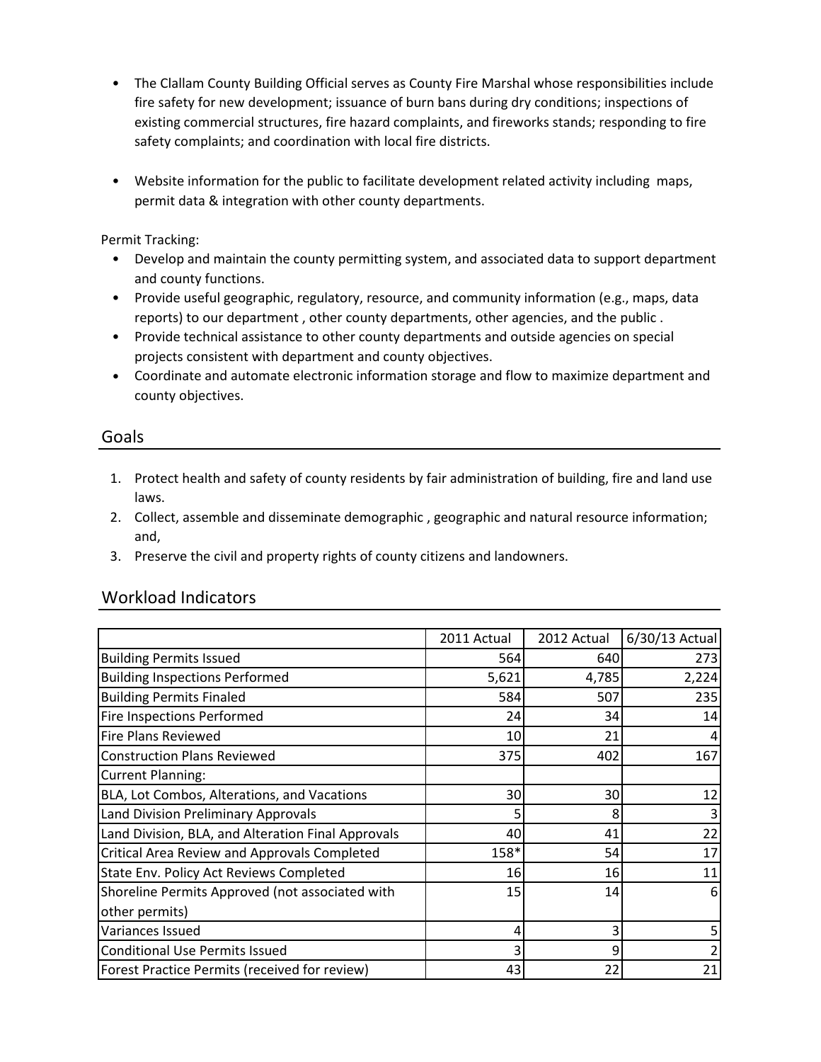- The Clallam County Building Official serves as County Fire Marshal whose responsibilities include fire safety for new development; issuance of burn bans during dry conditions; inspections of existing commercial structures, fire hazard complaints, and fireworks stands; responding to fire safety complaints; and coordination with local fire districts.

- Website information for the public to facilitate development related activity including maps, permit data & integration with other county departments.

Permit Tracking:

- Develop and maintain the county permitting system, and associated data to support department and county functions.
- Provide useful geographic, regulatory, resource, and community information (e.g., maps, data reports) to our department , other county departments, other agencies, and the public .
- Provide technical assistance to other county departments and outside agencies on special projects consistent with department and county objectives.
- Coordinate and automate electronic information storage and flow to maximize department and county objectives.

## Goals

1. Protect health and safety of county residents by fair administration of building, fire and land use laws.
2. Collect, assemble and disseminate demographic , geographic and natural resource information; and,
3. Preserve the civil and property rights of county citizens and landowners.

## Workload Indicators

| | 2011 Actual | 2012 Actual | 6/30/13 Actual |
|---|---|---|---|
| Building Permits Issued | 564 | 640 | 273 |
| Building Inspections Performed | 5,621 | 4,785 | 2,224 |
| Building Permits Finaled | 584 | 507 | 235 |
| Fire Inspections Performed | 24 | 34 | 14 |
| Fire Plans Reviewed | 10 | 21 | 4 |
| Construction Plans Reviewed | 375 | 402 | 167 |
| Current Planning: | | | |
| BLA, Lot Combos, Alterations, and Vacations | 30 | 30 | 12 |
| Land Division Preliminary Approvals | 5 | 8 | 3 |
| Land Division, BLA, and Alteration Final Approvals | 40 | 41 | 22 |
| Critical Area Review and Approvals Completed | 158* | 54 | 17 |
| State Env. Policy Act Reviews Completed | 16 | 16 | 11 |
| Shoreline Permits Approved (not associated with other permits) | 15 | 14 | 6 |
| Variances Issued | 4 | 3 | 5 |
| Conditional Use Permits Issued | 3 | 9 | 2 |
| Forest Practice Permits (received for review) | 43 | 22 | 21 |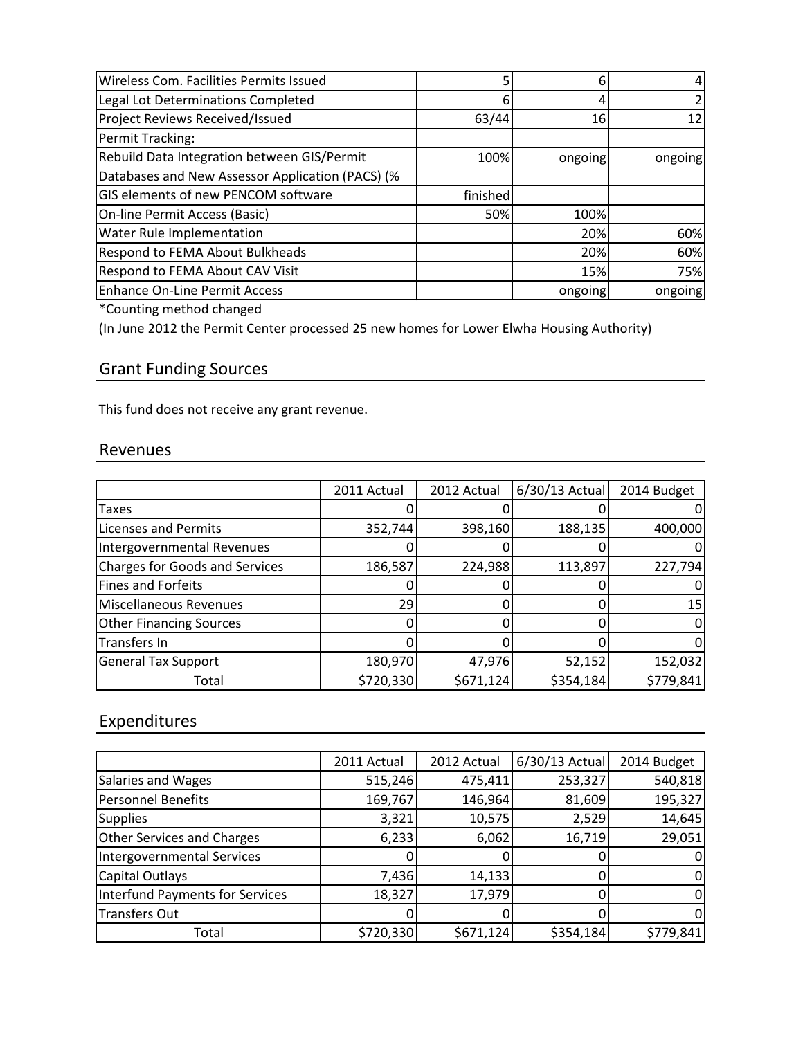| | | | |
|---|---|---|---|
| Wireless Com. Facilities Permits Issued | 5 | 6 | 4 |
| Legal Lot Determinations Completed | 6 | 4 | 2 |
| Project Reviews Received/Issued | 63/44 | 16 | 12 |
| Permit Tracking: | | | |
| Rebuild Data Integration between GIS/Permit Databases and New Assessor Application (PACS) (% | 100% | ongoing | ongoing |
| GIS elements of new PENCOM software | finished | | |
| On-line Permit Access (Basic) | 50% | 100% | |
| Water Rule Implementation | | 20% | 60% |
| Respond to FEMA About Bulkheads | | 20% | 60% |
| Respond to FEMA About CAV Visit | | 15% | 75% |
| Enhance On-Line Permit Access | | ongoing | ongoing |

*Counting method changed

(In June 2012 the Permit Center processed 25 new homes for Lower Elwha Housing Authority)

## Grant Funding Sources

This fund does not receive any grant revenue.

## Revenues

| | 2011 Actual | 2012 Actual | 6/30/13 Actual | 2014 Budget |
|---|---|---|---|---|
| Taxes | 0 | 0 | 0 | 0 |
| Licenses and Permits | 352,744 | 398,160 | 188,135 | 400,000 |
| Intergovernmental Revenues | 0 | 0 | 0 | 0 |
| Charges for Goods and Services | 186,587 | 224,988 | 113,897 | 227,794 |
| Fines and Forfeits | 0 | 0 | 0 | 0 |
| Miscellaneous Revenues | 29 | 0 | 0 | 15 |
| Other Financing Sources | 0 | 0 | 0 | 0 |
| Transfers In | 0 | 0 | 0 | 0 |
| General Tax Support | 180,970 | 47,976 | 52,152 | 152,032 |
| Total | $720,330 | $671,124 | $354,184 | $779,841 |

## Expenditures

| | 2011 Actual | 2012 Actual | 6/30/13 Actual | 2014 Budget |
|---|---|---|---|---|
| Salaries and Wages | 515,246 | 475,411 | 253,327 | 540,818 |
| Personnel Benefits | 169,767 | 146,964 | 81,609 | 195,327 |
| Supplies | 3,321 | 10,575 | 2,529 | 14,645 |
| Other Services and Charges | 6,233 | 6,062 | 16,719 | 29,051 |
| Intergovernmental Services | 0 | 0 | 0 | 0 |
| Capital Outlays | 7,436 | 14,133 | 0 | 0 |
| Interfund Payments for Services | 18,327 | 17,979 | 0 | 0 |
| Transfers Out | 0 | 0 | 0 | 0 |
| Total | $720,330 | $671,124 | $354,184 | $779,841 |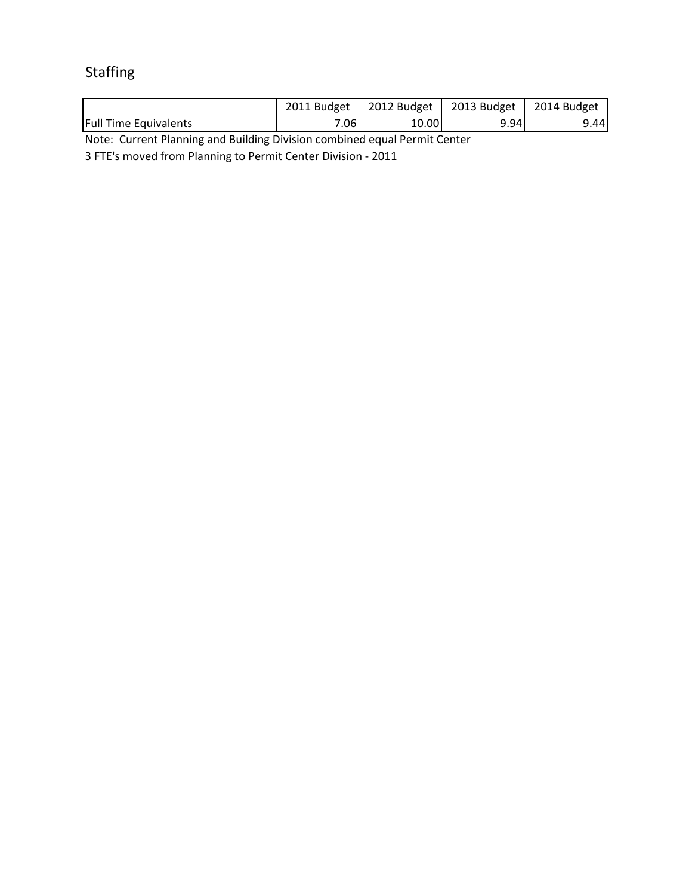## Staffing

| | 2011 Budget | 2012 Budget | 2013 Budget | 2014 Budget |
|---|---|---|---|---|
| Full Time Equivalents | 7.06 | 10.00 | 9.94 | 9.44 |

Note: Current Planning and Building Division combined equal Permit Center

3 FTE's moved from Planning to Permit Center Division - 2011